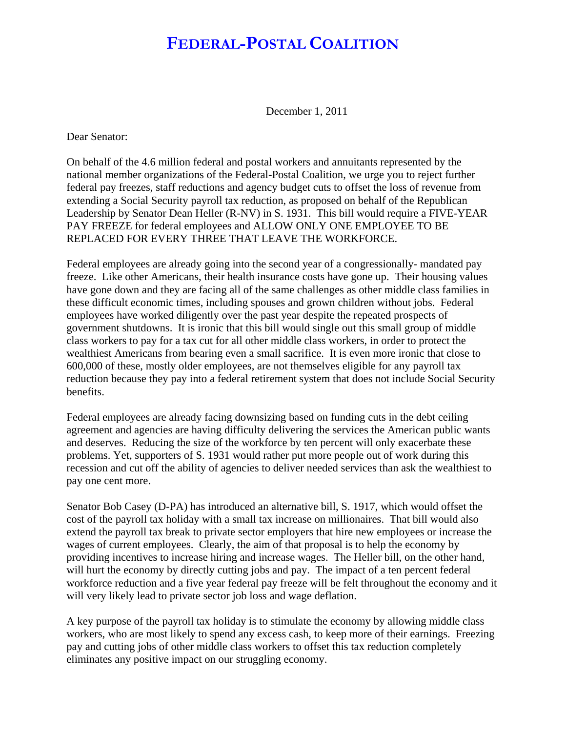# FEDERAL-POSTAL COALITION

December 1, 2011

Dear Senator:

On behalf of the 4.6 million federal and postal workers and annuitants represented by the national member organizations of the Federal-Postal Coalition, we urge you to reject further federal pay freezes, staff reductions and agency budget cuts to offset the loss of revenue from extending a Social Security payroll tax reduction, as proposed on behalf of the Republican Leadership by Senator Dean Heller (R-NV) in S. 1931. This bill would require a FIVE-YEAR PAY FREEZE for federal employees and ALLOW ONLY ONE EMPLOYEE TO BE REPLACED FOR EVERY THREE THAT LEAVE THE WORKFORCE.

Federal employees are already going into the second year of a congressionally- mandated pay freeze. Like other Americans, their health insurance costs have gone up. Their housing values have gone down and they are facing all of the same challenges as other middle class families in these difficult economic times, including spouses and grown children without jobs. Federal employees have worked diligently over the past year despite the repeated prospects of government shutdowns. It is ironic that this bill would single out this small group of middle class workers to pay for a tax cut for all other middle class workers, in order to protect the wealthiest Americans from bearing even a small sacrifice. It is even more ironic that close to 600,000 of these, mostly older employees, are not themselves eligible for any payroll tax reduction because they pay into a federal retirement system that does not include Social Security benefits.

Federal employees are already facing downsizing based on funding cuts in the debt ceiling agreement and agencies are having difficulty delivering the services the American public wants and deserves. Reducing the size of the workforce by ten percent will only exacerbate these problems. Yet, supporters of S. 1931 would rather put more people out of work during this recession and cut off the ability of agencies to deliver needed services than ask the wealthiest to pay one cent more.

Senator Bob Casey (D-PA) has introduced an alternative bill, S. 1917, which would offset the cost of the payroll tax holiday with a small tax increase on millionaires. That bill would also extend the payroll tax break to private sector employers that hire new employees or increase the wages of current employees. Clearly, the aim of that proposal is to help the economy by providing incentives to increase hiring and increase wages. The Heller bill, on the other hand, will hurt the economy by directly cutting jobs and pay. The impact of a ten percent federal workforce reduction and a five year federal pay freeze will be felt throughout the economy and it will very likely lead to private sector job loss and wage deflation.

A key purpose of the payroll tax holiday is to stimulate the economy by allowing middle class workers, who are most likely to spend any excess cash, to keep more of their earnings. Freezing pay and cutting jobs of other middle class workers to offset this tax reduction completely eliminates any positive impact on our struggling economy.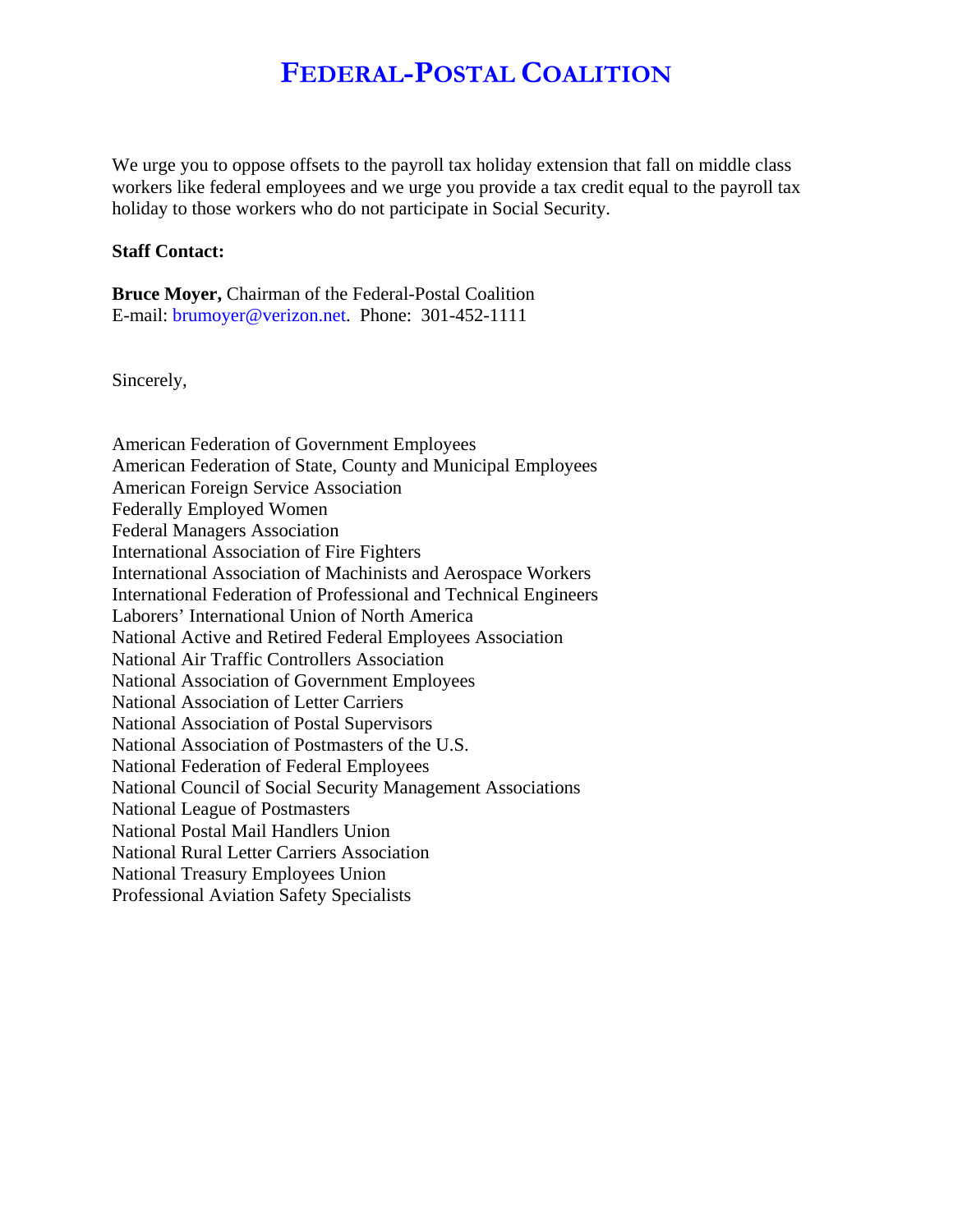# FEDERAL-POSTAL COALITION

We urge you to oppose offsets to the payroll tax holiday extension that fall on middle class workers like federal employees and we urge you provide a tax credit equal to the payroll tax holiday to those workers who do not participate in Social Security.

**Staff Contact:**

**Bruce Moyer,** Chairman of the Federal-Postal Coalition
E-mail: brumoyer@verizon.net. Phone: 301-452-1111

Sincerely,

American Federation of Government Employees
American Federation of State, County and Municipal Employees
American Foreign Service Association
Federally Employed Women
Federal Managers Association
International Association of Fire Fighters
International Association of Machinists and Aerospace Workers
International Federation of Professional and Technical Engineers
Laborers' International Union of North America
National Active and Retired Federal Employees Association
National Air Traffic Controllers Association
National Association of Government Employees
National Association of Letter Carriers
National Association of Postal Supervisors
National Association of Postmasters of the U.S.
National Federation of Federal Employees
National Council of Social Security Management Associations
National League of Postmasters
National Postal Mail Handlers Union
National Rural Letter Carriers Association
National Treasury Employees Union
Professional Aviation Safety Specialists